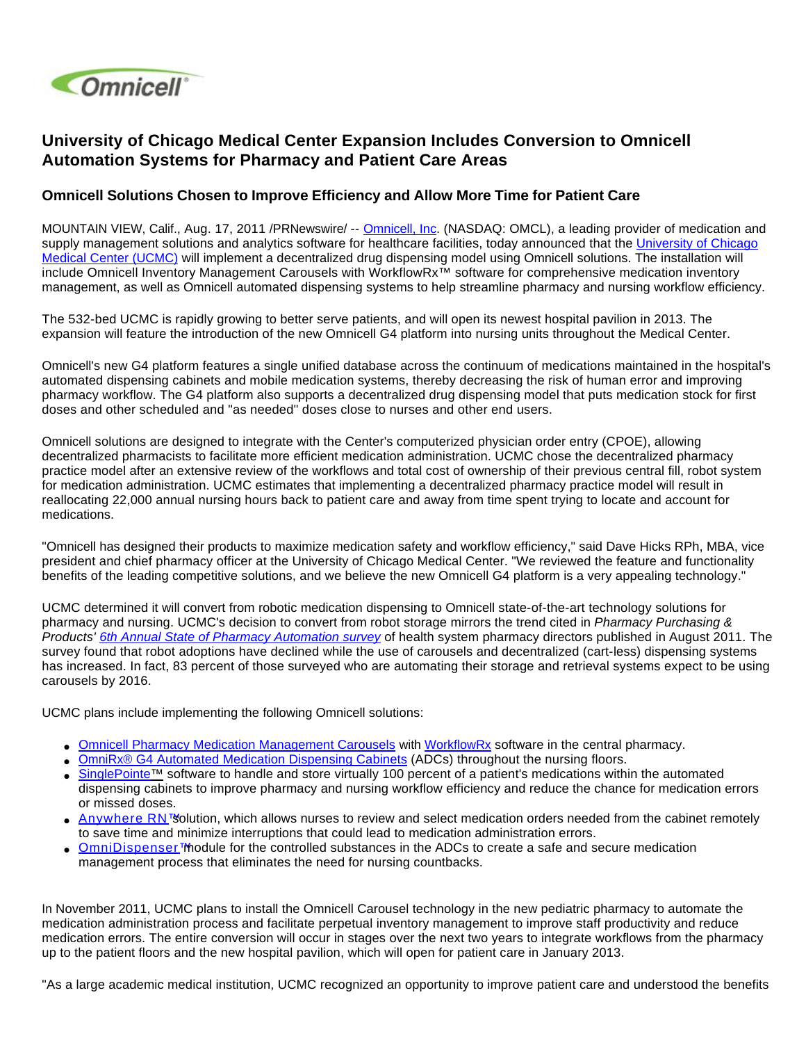Omnicell

# University of Chicago Medical Center Expansion Includes Conversion to Omnicell Automation Systems for Pharmacy and Patient Care Areas

## Omnicell Solutions Chosen to Improve Efficiency and Allow More Time for Patient Care

MOUNTAIN VIEW, Calif., Aug. 17, 2011 /PRNewswire/ -- Omnicell, Inc. (NASDAQ: OMCL), a leading provider of medication and supply management solutions and analytics software for healthcare facilities, today announced that the University of Chicago Medical Center (UCMC) will implement a decentralized drug dispensing model using Omnicell solutions. The installation will include Omnicell Inventory Management Carousels with WorkflowRx™ software for comprehensive medication inventory management, as well as Omnicell automated dispensing systems to help streamline pharmacy and nursing workflow efficiency.

The 532-bed UCMC is rapidly growing to better serve patients, and will open its newest hospital pavilion in 2013. The expansion will feature the introduction of the new Omnicell G4 platform into nursing units throughout the Medical Center.

Omnicell's new G4 platform features a single unified database across the continuum of medications maintained in the hospital's automated dispensing cabinets and mobile medication systems, thereby decreasing the risk of human error and improving pharmacy workflow. The G4 platform also supports a decentralized drug dispensing model that puts medication stock for first doses and other scheduled and "as needed" doses close to nurses and other end users.

Omnicell solutions are designed to integrate with the Center's computerized physician order entry (CPOE), allowing decentralized pharmacists to facilitate more efficient medication administration. UCMC chose the decentralized pharmacy practice model after an extensive review of the workflows and total cost of ownership of their previous central fill, robot system for medication administration. UCMC estimates that implementing a decentralized pharmacy practice model will result in reallocating 22,000 annual nursing hours back to patient care and away from time spent trying to locate and account for medications.

"Omnicell has designed their products to maximize medication safety and workflow efficiency," said Dave Hicks RPh, MBA, vice president and chief pharmacy officer at the University of Chicago Medical Center. "We reviewed the feature and functionality benefits of the leading competitive solutions, and we believe the new Omnicell G4 platform is a very appealing technology."

UCMC determined it will convert from robotic medication dispensing to Omnicell state-of-the-art technology solutions for pharmacy and nursing. UCMC's decision to convert from robot storage mirrors the trend cited in *Pharmacy Purchasing & Products' 6th Annual State of Pharmacy Automation survey* of health system pharmacy directors published in August 2011. The survey found that robot adoptions have declined while the use of carousels and decentralized (cart-less) dispensing systems has increased. In fact, 83 percent of those surveyed who are automating their storage and retrieval systems expect to be using carousels by 2016.

UCMC plans include implementing the following Omnicell solutions:

- Omnicell Pharmacy Medication Management Carousels with WorkflowRx software in the central pharmacy.
- OmniRx® G4 Automated Medication Dispensing Cabinets (ADCs) throughout the nursing floors.
- SinglePointe™ software to handle and store virtually 100 percent of a patient's medications within the automated dispensing cabinets to improve pharmacy and nursing workflow efficiency and reduce the chance for medication errors or missed doses.
- Anywhere RN™ solution, which allows nurses to review and select medication orders needed from the cabinet remotely to save time and minimize interruptions that could lead to medication administration errors.
- OmniDispenser™ module for the controlled substances in the ADCs to create a safe and secure medication management process that eliminates the need for nursing countbacks.

In November 2011, UCMC plans to install the Omnicell Carousel technology in the new pediatric pharmacy to automate the medication administration process and facilitate perpetual inventory management to improve staff productivity and reduce medication errors. The entire conversion will occur in stages over the next two years to integrate workflows from the pharmacy up to the patient floors and the new hospital pavilion, which will open for patient care in January 2013.

"As a large academic medical institution, UCMC recognized an opportunity to improve patient care and understood the benefits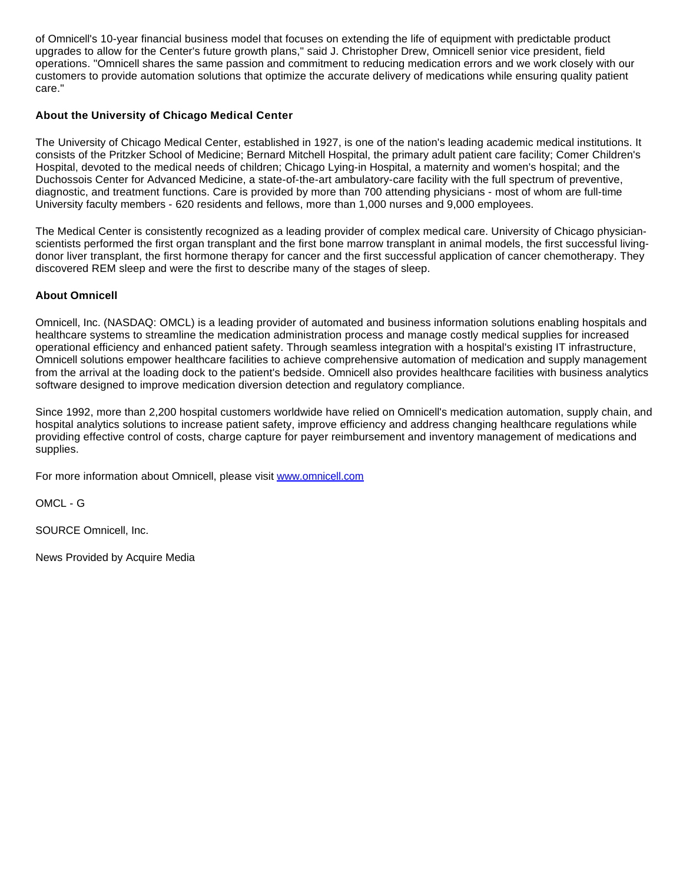of Omnicell's 10-year financial business model that focuses on extending the life of equipment with predictable product upgrades to allow for the Center's future growth plans," said J. Christopher Drew, Omnicell senior vice president, field operations. "Omnicell shares the same passion and commitment to reducing medication errors and we work closely with our customers to provide automation solutions that optimize the accurate delivery of medications while ensuring quality patient care."

**About the University of Chicago Medical Center**

The University of Chicago Medical Center, established in 1927, is one of the nation's leading academic medical institutions. It consists of the Pritzker School of Medicine; Bernard Mitchell Hospital, the primary adult patient care facility; Comer Children's Hospital, devoted to the medical needs of children; Chicago Lying-in Hospital, a maternity and women's hospital; and the Duchossois Center for Advanced Medicine, a state-of-the-art ambulatory-care facility with the full spectrum of preventive, diagnostic, and treatment functions. Care is provided by more than 700 attending physicians - most of whom are full-time University faculty members - 620 residents and fellows, more than 1,000 nurses and 9,000 employees.

The Medical Center is consistently recognized as a leading provider of complex medical care. University of Chicago physician-scientists performed the first organ transplant and the first bone marrow transplant in animal models, the first successful living-donor liver transplant, the first hormone therapy for cancer and the first successful application of cancer chemotherapy. They discovered REM sleep and were the first to describe many of the stages of sleep.

**About Omnicell**

Omnicell, Inc. (NASDAQ: OMCL) is a leading provider of automated and business information solutions enabling hospitals and healthcare systems to streamline the medication administration process and manage costly medical supplies for increased operational efficiency and enhanced patient safety. Through seamless integration with a hospital's existing IT infrastructure, Omnicell solutions empower healthcare facilities to achieve comprehensive automation of medication and supply management from the arrival at the loading dock to the patient's bedside. Omnicell also provides healthcare facilities with business analytics software designed to improve medication diversion detection and regulatory compliance.

Since 1992, more than 2,200 hospital customers worldwide have relied on Omnicell's medication automation, supply chain, and hospital analytics solutions to increase patient safety, improve efficiency and address changing healthcare regulations while providing effective control of costs, charge capture for payer reimbursement and inventory management of medications and supplies.

For more information about Omnicell, please visit [www.omnicell.com](http://www.omnicell.com)

OMCL - G

SOURCE Omnicell, Inc.

News Provided by Acquire Media